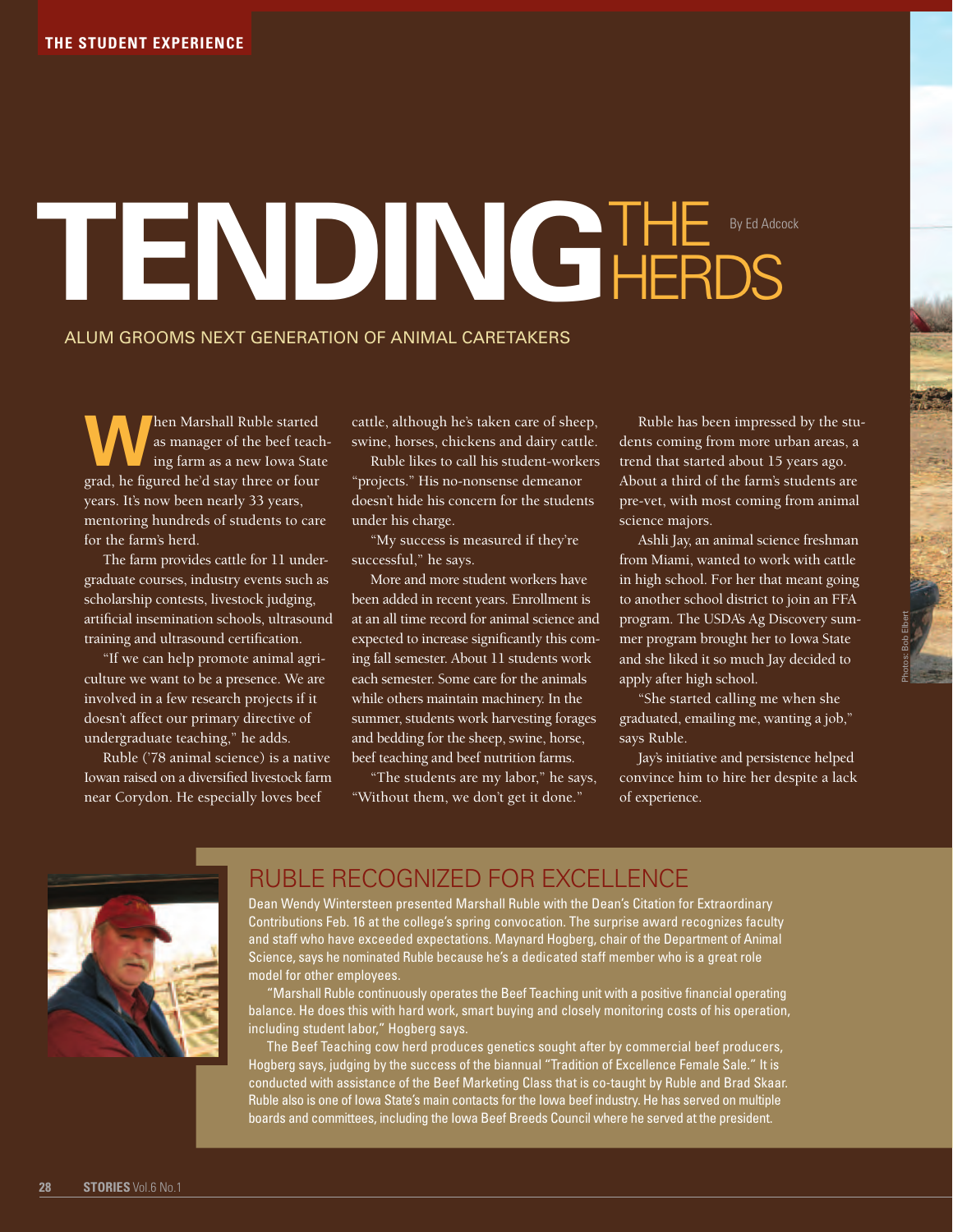THE STUDENT EXPERIENCE

# TENDING THE HERDS

By Ed Adcock

## ALUM GROOMS NEXT GENERATION OF ANIMAL CARETAKERS

When Marshall Ruble started as manager of the beef teaching farm as a new Iowa State grad, he figured he'd stay three or four years. It's now been nearly 33 years, mentoring hundreds of students to care for the farm's herd.

The farm provides cattle for 11 undergraduate courses, industry events such as scholarship contests, livestock judging, artificial insemination schools, ultrasound training and ultrasound certification.

"If we can help promote animal agriculture we want to be a presence. We are involved in a few research projects if it doesn't affect our primary directive of undergraduate teaching," he adds.

Ruble ('78 animal science) is a native Iowan raised on a diversified livestock farm near Corydon. He especially loves beef cattle, although he's taken care of sheep, swine, horses, chickens and dairy cattle.

Ruble likes to call his student-workers "projects." His no-nonsense demeanor doesn't hide his concern for the students under his charge.

"My success is measured if they're successful," he says.

More and more student workers have been added in recent years. Enrollment is at an all time record for animal science and expected to increase significantly this coming fall semester. About 11 students work each semester. Some care for the animals while others maintain machinery. In the summer, students work harvesting forages and bedding for the sheep, swine, horse, beef teaching and beef nutrition farms.

"The students are my labor," he says, "Without them, we don't get it done."

Ruble has been impressed by the students coming from more urban areas, a trend that started about 15 years ago. About a third of the farm's students are pre-vet, with most coming from animal science majors.

Ashli Jay, an animal science freshman from Miami, wanted to work with cattle in high school. For her that meant going to another school district to join an FFA program. The USDA's Ag Discovery summer program brought her to Iowa State and she liked it so much Jay decided to apply after high school.

"She started calling me when she graduated, emailing me, wanting a job," says Ruble.

Jay's initiative and persistence helped convince him to hire her despite a lack of experience.

Photos: Bob Elbert

## RUBLE RECOGNIZED FOR EXCELLENCE

Dean Wendy Wintersteen presented Marshall Ruble with the Dean's Citation for Extraordinary Contributions Feb. 16 at the college's spring convocation. The surprise award recognizes faculty and staff who have exceeded expectations. Maynard Hogberg, chair of the Department of Animal Science, says he nominated Ruble because he's a dedicated staff member who is a great role model for other employees.

"Marshall Ruble continuously operates the Beef Teaching unit with a positive financial operating balance. He does this with hard work, smart buying and closely monitoring costs of his operation, including student labor," Hogberg says.

The Beef Teaching cow herd produces genetics sought after by commercial beef producers, Hogberg says, judging by the success of the biannual "Tradition of Excellence Female Sale." It is conducted with assistance of the Beef Marketing Class that is co-taught by Ruble and Brad Skaar. Ruble also is one of Iowa State's main contacts for the Iowa beef industry. He has served on multiple boards and committees, including the Iowa Beef Breeds Council where he served at the president.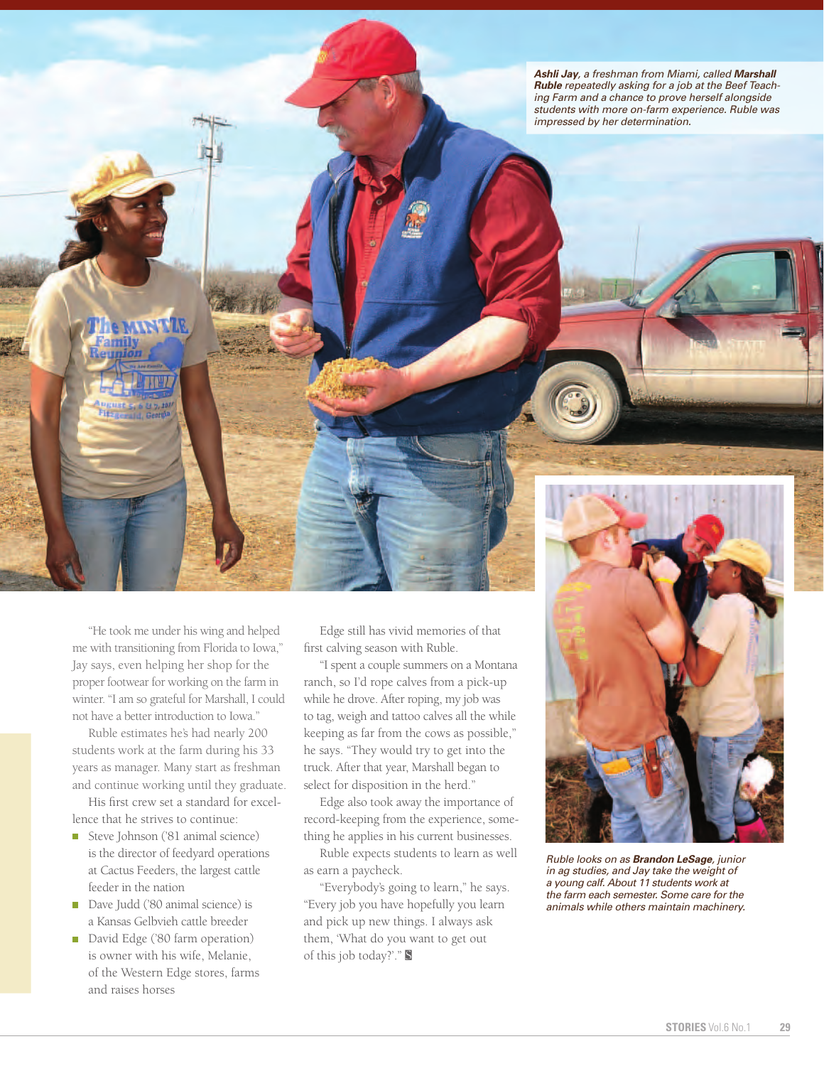***Ashli Jay**, a freshman from Miami, called **Marshall Ruble** repeatedly asking for a job at the Beef Teaching Farm and a chance to prove herself alongside students with more on-farm experience. Ruble was impressed by her determination.*

"He took me under his wing and helped me with transitioning from Florida to Iowa," Jay says, even helping her shop for the proper footwear for working on the farm in winter. "I am so grateful for Marshall, I could not have a better introduction to Iowa."

Ruble estimates he's had nearly 200 students work at the farm during his 33 years as manager. Many start as freshman and continue working until they graduate.

His first crew set a standard for excellence that he strives to continue:

- Steve Johnson ('81 animal science) is the director of feedyard operations at Cactus Feeders, the largest cattle feeder in the nation
- Dave Judd ('80 animal science) is a Kansas Gelbvieh cattle breeder
- David Edge ('80 farm operation) is owner with his wife, Melanie, of the Western Edge stores, farms and raises horses

Edge still has vivid memories of that first calving season with Ruble.

"I spent a couple summers on a Montana ranch, so I'd rope calves from a pick-up while he drove. After roping, my job was to tag, weigh and tattoo calves all the while keeping as far from the cows as possible," he says. "They would try to get into the truck. After that year, Marshall began to select for disposition in the herd."

Edge also took away the importance of record-keeping from the experience, something he applies in his current businesses.

Ruble expects students to learn as well as earn a paycheck.

"Everybody's going to learn," he says. "Every job you have hopefully you learn and pick up new things. I always ask them, 'What do you want to get out of this job today?'."

*Ruble looks on as **Brandon LeSage**, junior in ag studies, and Jay take the weight of a young calf. About 11 students work at the farm each semester. Some care for the animals while others maintain machinery.*